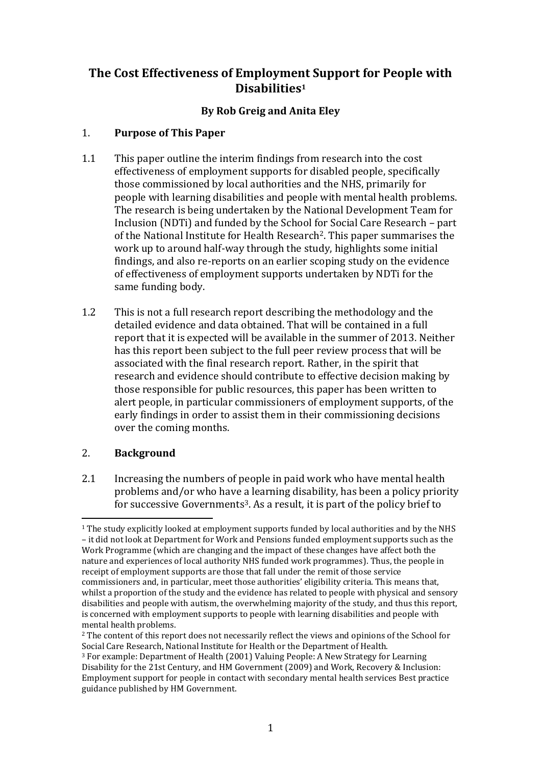# The Cost Effectiveness of Employment Support for People with Disabilities[1]

**By Rob Greig and Anita Eley**

## 1. Purpose of This Paper

1.1 This paper outline the interim findings from research into the cost effectiveness of employment supports for disabled people, specifically those commissioned by local authorities and the NHS, primarily for people with learning disabilities and people with mental health problems. The research is being undertaken by the National Development Team for Inclusion (NDTi) and funded by the School for Social Care Research – part of the National Institute for Health Research[2]. This paper summarises the work up to around half-way through the study, highlights some initial findings, and also re-reports on an earlier scoping study on the evidence of effectiveness of employment supports undertaken by NDTi for the same funding body.

1.2 This is not a full research report describing the methodology and the detailed evidence and data obtained. That will be contained in a full report that it is expected will be available in the summer of 2013. Neither has this report been subject to the full peer review process that will be associated with the final research report. Rather, in the spirit that research and evidence should contribute to effective decision making by those responsible for public resources, this paper has been written to alert people, in particular commissioners of employment supports, of the early findings in order to assist them in their commissioning decisions over the coming months.

## 2. Background

2.1 Increasing the numbers of people in paid work who have mental health problems and/or who have a learning disability, has been a policy priority for successive Governments[3]. As a result, it is part of the policy brief to

---

[1] The study explicitly looked at employment supports funded by local authorities and by the NHS – it did not look at Department for Work and Pensions funded employment supports such as the Work Programme (which are changing and the impact of these changes have affect both the nature and experiences of local authority NHS funded work programmes). Thus, the people in receipt of employment supports are those that fall under the remit of those service commissioners and, in particular, meet those authorities' eligibility criteria. This means that, whilst a proportion of the study and the evidence has related to people with physical and sensory disabilities and people with autism, the overwhelming majority of the study, and thus this report, is concerned with employment supports to people with learning disabilities and people with mental health problems.

[2] The content of this report does not necessarily reflect the views and opinions of the School for Social Care Research, National Institute for Health or the Department of Health.

[3] For example: Department of Health (2001) Valuing People: A New Strategy for Learning Disability for the 21st Century, and HM Government (2009) and Work, Recovery & Inclusion: Employment support for people in contact with secondary mental health services Best practice guidance published by HM Government.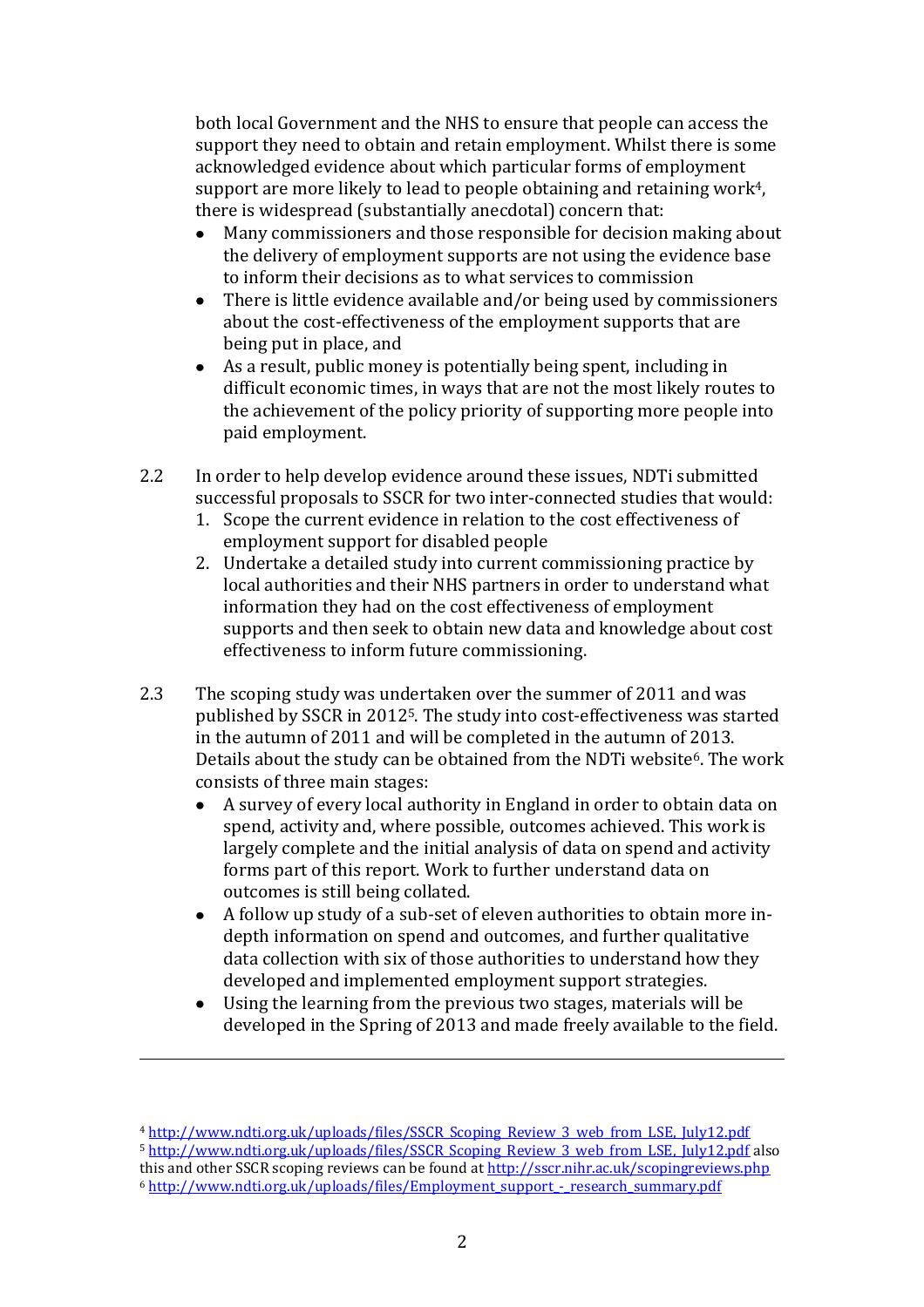both local Government and the NHS to ensure that people can access the support they need to obtain and retain employment. Whilst there is some acknowledged evidence about which particular forms of employment support are more likely to lead to people obtaining and retaining work[4], there is widespread (substantially anecdotal) concern that:

- Many commissioners and those responsible for decision making about the delivery of employment supports are not using the evidence base to inform their decisions as to what services to commission
- There is little evidence available and/or being used by commissioners about the cost-effectiveness of the employment supports that are being put in place, and
- As a result, public money is potentially being spent, including in difficult economic times, in ways that are not the most likely routes to the achievement of the policy priority of supporting more people into paid employment.

2.2 In order to help develop evidence around these issues, NDTi submitted successful proposals to SSCR for two inter-connected studies that would:

1. Scope the current evidence in relation to the cost effectiveness of employment support for disabled people
2. Undertake a detailed study into current commissioning practice by local authorities and their NHS partners in order to understand what information they had on the cost effectiveness of employment supports and then seek to obtain new data and knowledge about cost effectiveness to inform future commissioning.

2.3 The scoping study was undertaken over the summer of 2011 and was published by SSCR in 2012[5]. The study into cost-effectiveness was started in the autumn of 2011 and will be completed in the autumn of 2013. Details about the study can be obtained from the NDTi website[6]. The work consists of three main stages:

- A survey of every local authority in England in order to obtain data on spend, activity and, where possible, outcomes achieved. This work is largely complete and the initial analysis of data on spend and activity forms part of this report. Work to further understand data on outcomes is still being collated.
- A follow up study of a sub-set of eleven authorities to obtain more in-depth information on spend and outcomes, and further qualitative data collection with six of those authorities to understand how they developed and implemented employment support strategies.
- Using the learning from the previous two stages, materials will be developed in the Spring of 2013 and made freely available to the field.

---

[4] http://www.ndti.org.uk/uploads/files/SSCR_Scoping_Review_3_web_from_LSE,_July12.pdf

[5] http://www.ndti.org.uk/uploads/files/SSCR_Scoping_Review_3_web_from_LSE,_July12.pdf also this and other SSCR scoping reviews can be found at http://sscr.nihr.ac.uk/scopingreviews.php

[6] http://www.ndti.org.uk/uploads/files/Employment_support_-_research_summary.pdf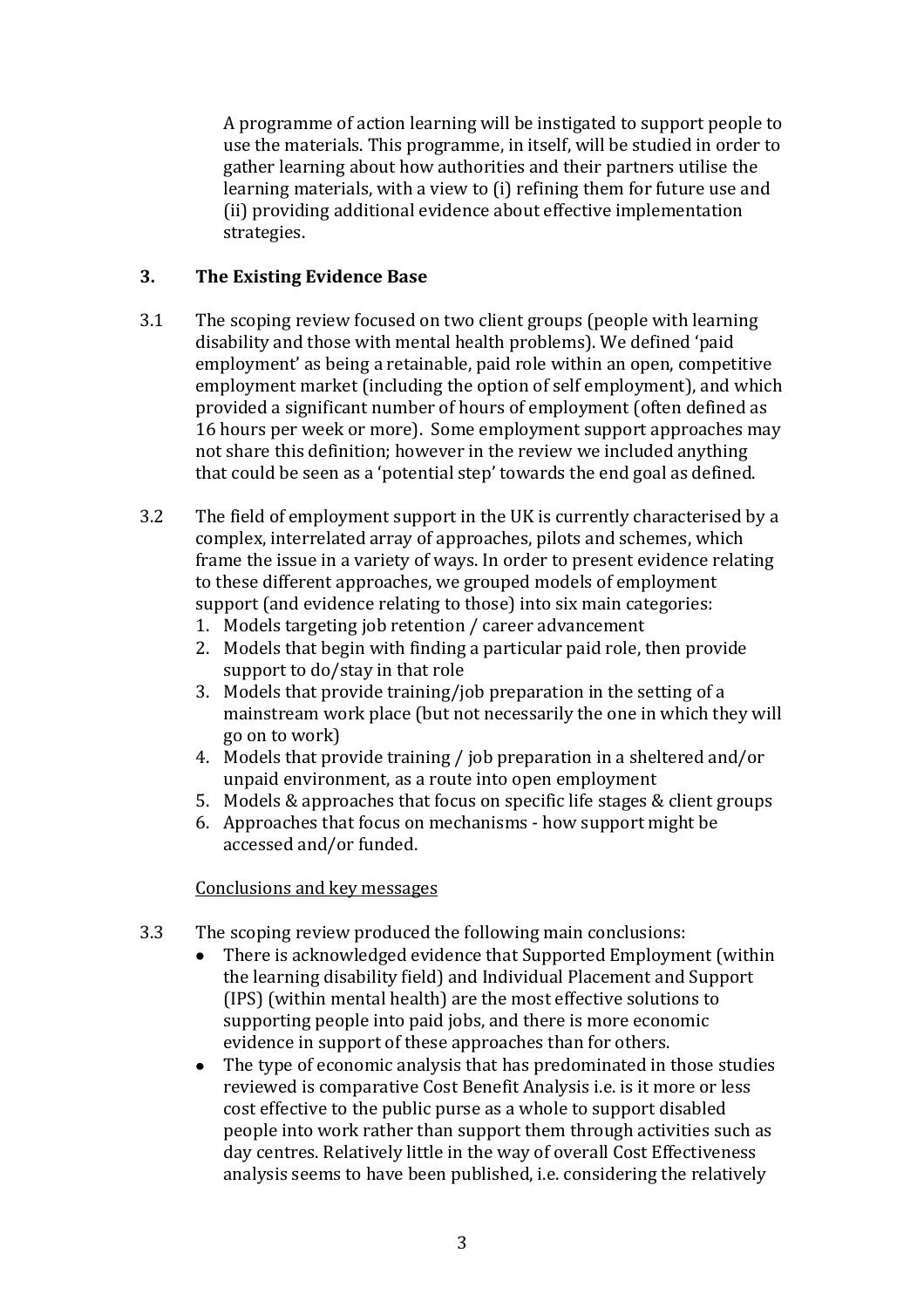A programme of action learning will be instigated to support people to use the materials. This programme, in itself, will be studied in order to gather learning about how authorities and their partners utilise the learning materials, with a view to (i) refining them for future use and (ii) providing additional evidence about effective implementation strategies.

## 3. The Existing Evidence Base

3.1 The scoping review focused on two client groups (people with learning disability and those with mental health problems). We defined 'paid employment' as being a retainable, paid role within an open, competitive employment market (including the option of self employment), and which provided a significant number of hours of employment (often defined as 16 hours per week or more). Some employment support approaches may not share this definition; however in the review we included anything that could be seen as a 'potential step' towards the end goal as defined.

3.2 The field of employment support in the UK is currently characterised by a complex, interrelated array of approaches, pilots and schemes, which frame the issue in a variety of ways. In order to present evidence relating to these different approaches, we grouped models of employment support (and evidence relating to those) into six main categories:

1. Models targeting job retention / career advancement
2. Models that begin with finding a particular paid role, then provide support to do/stay in that role
3. Models that provide training/job preparation in the setting of a mainstream work place (but not necessarily the one in which they will go on to work)
4. Models that provide training / job preparation in a sheltered and/or unpaid environment, as a route into open employment
5. Models & approaches that focus on specific life stages & client groups
6. Approaches that focus on mechanisms - how support might be accessed and/or funded.

<u>Conclusions and key messages</u>

3.3 The scoping review produced the following main conclusions:

- There is acknowledged evidence that Supported Employment (within the learning disability field) and Individual Placement and Support (IPS) (within mental health) are the most effective solutions to supporting people into paid jobs, and there is more economic evidence in support of these approaches than for others.
- The type of economic analysis that has predominated in those studies reviewed is comparative Cost Benefit Analysis i.e. is it more or less cost effective to the public purse as a whole to support disabled people into work rather than support them through activities such as day centres. Relatively little in the way of overall Cost Effectiveness analysis seems to have been published, i.e. considering the relatively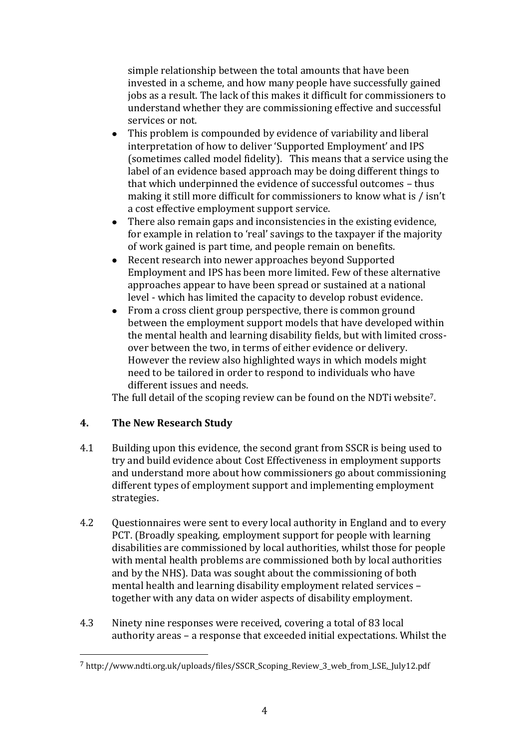simple relationship between the total amounts that have been invested in a scheme, and how many people have successfully gained jobs as a result. The lack of this makes it difficult for commissioners to understand whether they are commissioning effective and successful services or not.

- This problem is compounded by evidence of variability and liberal interpretation of how to deliver 'Supported Employment' and IPS (sometimes called model fidelity). This means that a service using the label of an evidence based approach may be doing different things to that which underpinned the evidence of successful outcomes – thus making it still more difficult for commissioners to know what is / isn't a cost effective employment support service.
- There also remain gaps and inconsistencies in the existing evidence, for example in relation to 'real' savings to the taxpayer if the majority of work gained is part time, and people remain on benefits.
- Recent research into newer approaches beyond Supported Employment and IPS has been more limited. Few of these alternative approaches appear to have been spread or sustained at a national level - which has limited the capacity to develop robust evidence.
- From a cross client group perspective, there is common ground between the employment support models that have developed within the mental health and learning disability fields, but with limited cross-over between the two, in terms of either evidence or delivery. However the review also highlighted ways in which models might need to be tailored in order to respond to individuals who have different issues and needs.

The full detail of the scoping review can be found on the NDTi website[7].

## 4. The New Research Study

4.1 Building upon this evidence, the second grant from SSCR is being used to try and build evidence about Cost Effectiveness in employment supports and understand more about how commissioners go about commissioning different types of employment support and implementing employment strategies.

4.2 Questionnaires were sent to every local authority in England and to every PCT. (Broadly speaking, employment support for people with learning disabilities are commissioned by local authorities, whilst those for people with mental health problems are commissioned both by local authorities and by the NHS). Data was sought about the commissioning of both mental health and learning disability employment related services – together with any data on wider aspects of disability employment.

4.3 Ninety nine responses were received, covering a total of 83 local authority areas – a response that exceeded initial expectations. Whilst the

---

[7] http://www.ndti.org.uk/uploads/files/SSCR_Scoping_Review_3_web_from_LSE,_July12.pdf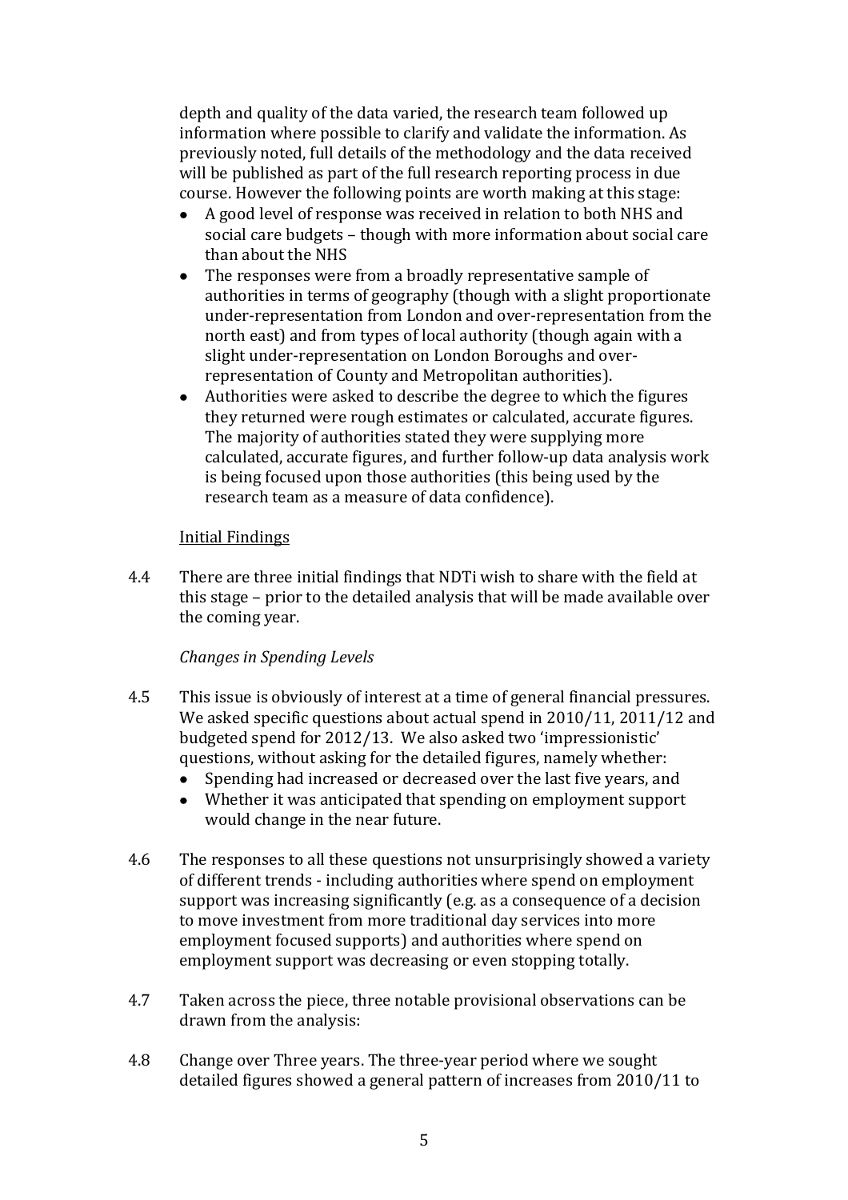depth and quality of the data varied, the research team followed up information where possible to clarify and validate the information. As previously noted, full details of the methodology and the data received will be published as part of the full research reporting process in due course. However the following points are worth making at this stage:

- A good level of response was received in relation to both NHS and social care budgets – though with more information about social care than about the NHS
- The responses were from a broadly representative sample of authorities in terms of geography (though with a slight proportionate under-representation from London and over-representation from the north east) and from types of local authority (though again with a slight under-representation on London Boroughs and over-representation of County and Metropolitan authorities).
- Authorities were asked to describe the degree to which the figures they returned were rough estimates or calculated, accurate figures. The majority of authorities stated they were supplying more calculated, accurate figures, and further follow-up data analysis work is being focused upon those authorities (this being used by the research team as a measure of data confidence).

Initial Findings

4.4 There are three initial findings that NDTi wish to share with the field at this stage – prior to the detailed analysis that will be made available over the coming year.

*Changes in Spending Levels*

4.5 This issue is obviously of interest at a time of general financial pressures. We asked specific questions about actual spend in 2010/11, 2011/12 and budgeted spend for 2012/13. We also asked two 'impressionistic' questions, without asking for the detailed figures, namely whether:

- Spending had increased or decreased over the last five years, and
- Whether it was anticipated that spending on employment support would change in the near future.

4.6 The responses to all these questions not unsurprisingly showed a variety of different trends - including authorities where spend on employment support was increasing significantly (e.g. as a consequence of a decision to move investment from more traditional day services into more employment focused supports) and authorities where spend on employment support was decreasing or even stopping totally.

4.7 Taken across the piece, three notable provisional observations can be drawn from the analysis:

4.8 Change over Three years. The three-year period where we sought detailed figures showed a general pattern of increases from 2010/11 to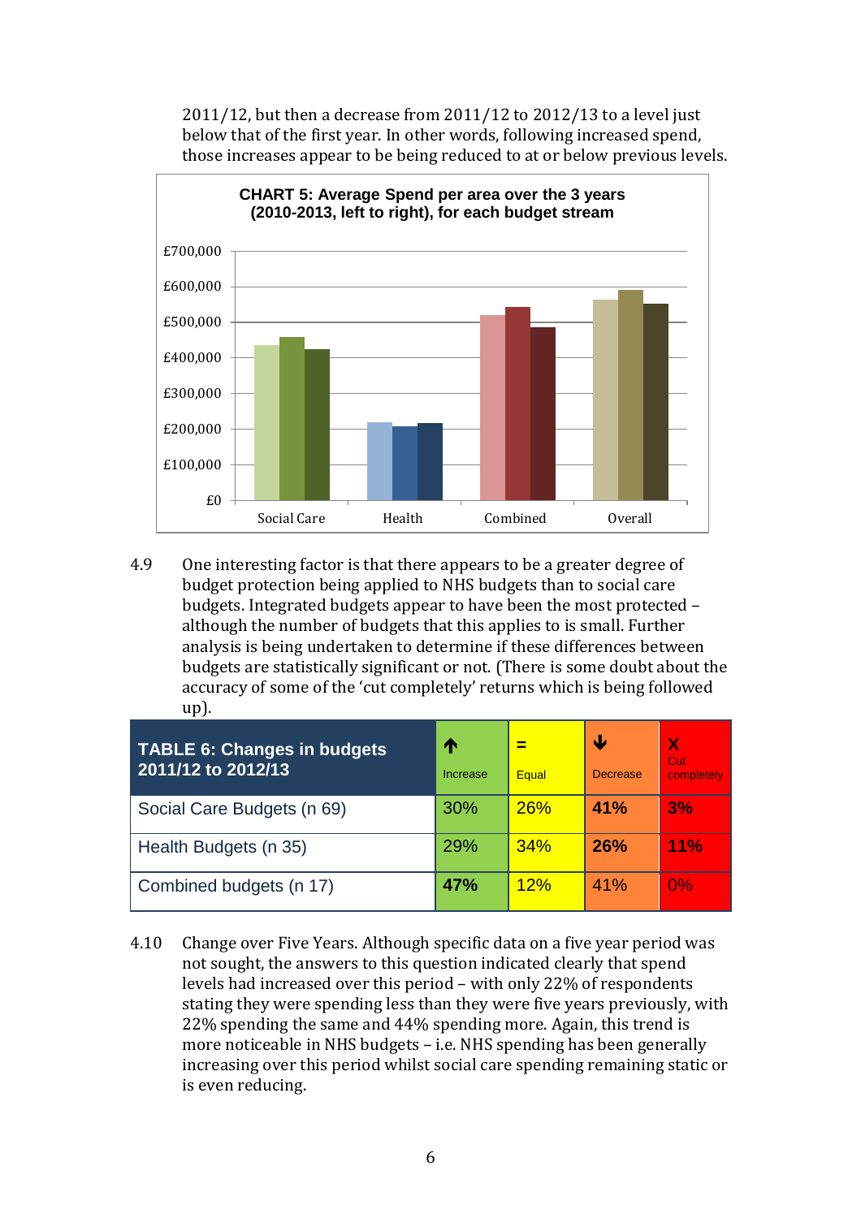2011/12, but then a decrease from 2011/12 to 2012/13 to a level just below that of the first year. In other words, following increased spend, those increases appear to be being reduced to at or below previous levels.

**CHART 5: Average Spend per area over the 3 years (2010-2013, left to right), for each budget stream**

4.9 One interesting factor is that there appears to be a greater degree of budget protection being applied to NHS budgets than to social care budgets. Integrated budgets appear to have been the most protected – although the number of budgets that this applies to is small. Further analysis is being undertaken to determine if these differences between budgets are statistically significant or not. (There is some doubt about the accuracy of some of the 'cut completely' returns which is being followed up).

| TABLE 6: Changes in budgets 2011/12 to 2012/13 | ↑ Increase | = Equal | ↓ Decrease | X Cut completely |
|---|---|---|---|---|
| Social Care Budgets (n 69) | 30% | 26% | **41%** | **3%** |
| Health Budgets (n 35) | 29% | 34% | **26%** | **11%** |
| Combined budgets (n 17) | **47%** | 12% | 41% | 0% |

4.10 Change over Five Years. Although specific data on a five year period was not sought, the answers to this question indicated clearly that spend levels had increased over this period – with only 22% of respondents stating they were spending less than they were five years previously, with 22% spending the same and 44% spending more. Again, this trend is more noticeable in NHS budgets – i.e. NHS spending has been generally increasing over this period whilst social care spending remaining static or is even reducing.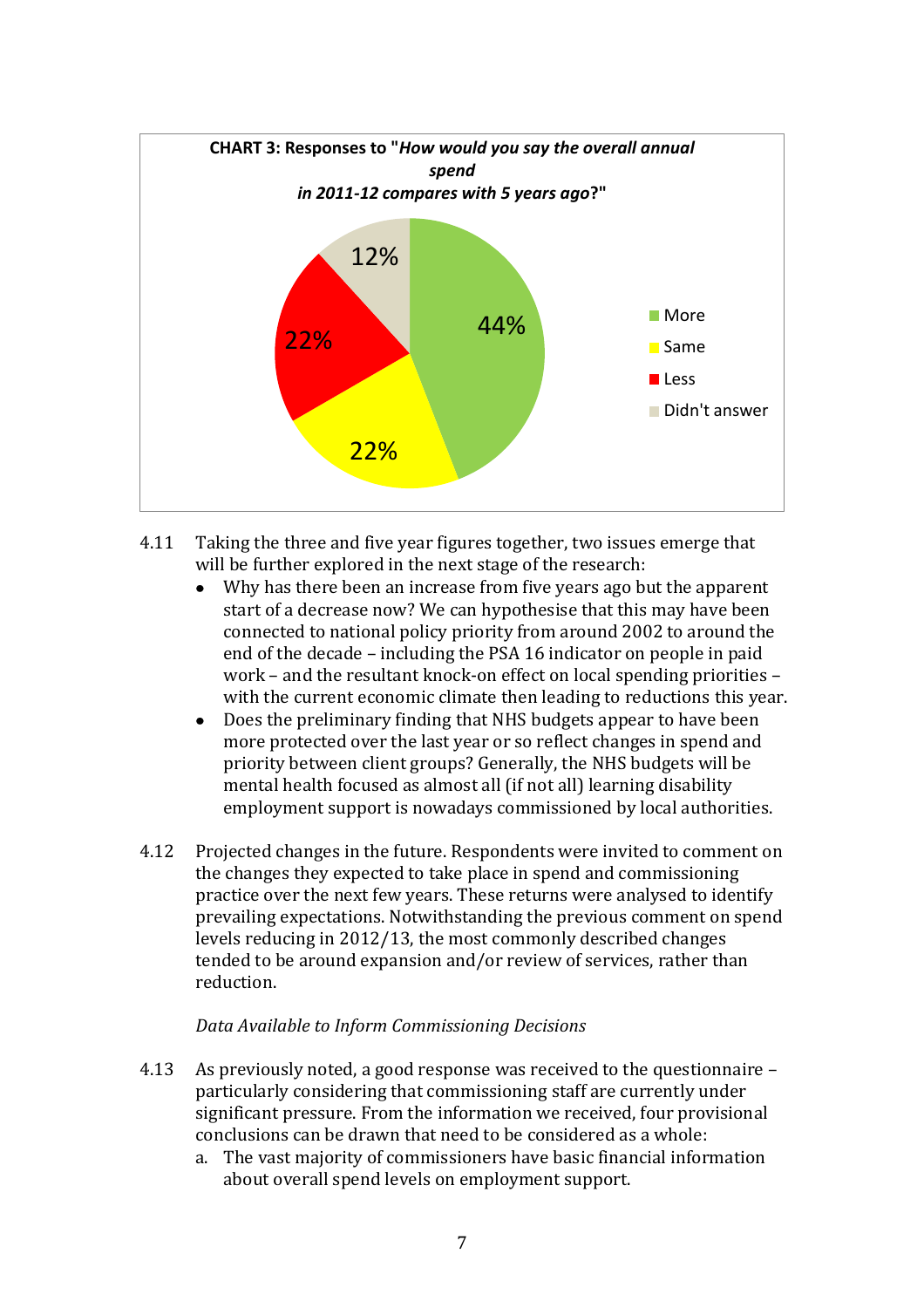**CHART 3: Responses to "*How would you say the overall annual spend in 2011-12 compares with 5 years ago*?"**

| Response | Percentage |
|---|---|
| More | 44% |
| Same | 22% |
| Less | 22% |
| Didn't answer | 12% |

4.11 Taking the three and five year figures together, two issues emerge that will be further explored in the next stage of the research:

- Why has there been an increase from five years ago but the apparent start of a decrease now? We can hypothesise that this may have been connected to national policy priority from around 2002 to around the end of the decade – including the PSA 16 indicator on people in paid work – and the resultant knock-on effect on local spending priorities – with the current economic climate then leading to reductions this year.
- Does the preliminary finding that NHS budgets appear to have been more protected over the last year or so reflect changes in spend and priority between client groups? Generally, the NHS budgets will be mental health focused as almost all (if not all) learning disability employment support is nowadays commissioned by local authorities.

4.12 Projected changes in the future. Respondents were invited to comment on the changes they expected to take place in spend and commissioning practice over the next few years. These returns were analysed to identify prevailing expectations. Notwithstanding the previous comment on spend levels reducing in 2012/13, the most commonly described changes tended to be around expansion and/or review of services, rather than reduction.

*Data Available to Inform Commissioning Decisions*

4.13 As previously noted, a good response was received to the questionnaire – particularly considering that commissioning staff are currently under significant pressure. From the information we received, four provisional conclusions can be drawn that need to be considered as a whole:

a. The vast majority of commissioners have basic financial information about overall spend levels on employment support.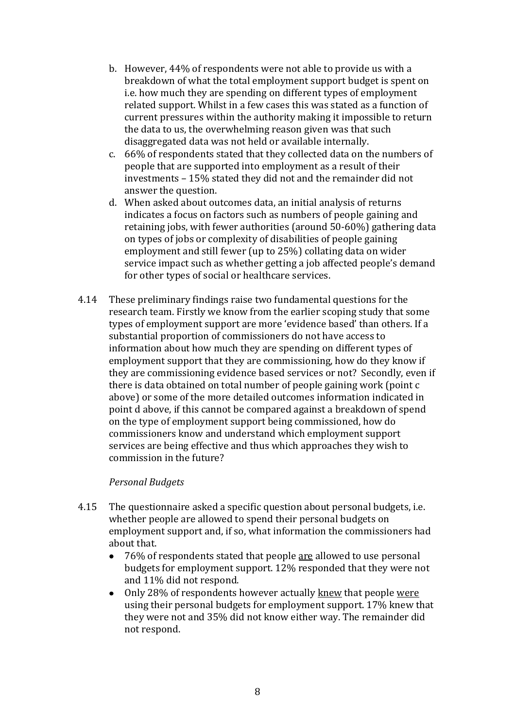b. However, 44% of respondents were not able to provide us with a breakdown of what the total employment support budget is spent on i.e. how much they are spending on different types of employment related support. Whilst in a few cases this was stated as a function of current pressures within the authority making it impossible to return the data to us, the overwhelming reason given was that such disaggregated data was not held or available internally.

c. 66% of respondents stated that they collected data on the numbers of people that are supported into employment as a result of their investments – 15% stated they did not and the remainder did not answer the question.

d. When asked about outcomes data, an initial analysis of returns indicates a focus on factors such as numbers of people gaining and retaining jobs, with fewer authorities (around 50-60%) gathering data on types of jobs or complexity of disabilities of people gaining employment and still fewer (up to 25%) collating data on wider service impact such as whether getting a job affected people's demand for other types of social or healthcare services.

4.14 These preliminary findings raise two fundamental questions for the research team. Firstly we know from the earlier scoping study that some types of employment support are more 'evidence based' than others. If a substantial proportion of commissioners do not have access to information about how much they are spending on different types of employment support that they are commissioning, how do they know if they are commissioning evidence based services or not? Secondly, even if there is data obtained on total number of people gaining work (point c above) or some of the more detailed outcomes information indicated in point d above, if this cannot be compared against a breakdown of spend on the type of employment support being commissioned, how do commissioners know and understand which employment support services are being effective and thus which approaches they wish to commission in the future?

*Personal Budgets*

4.15 The questionnaire asked a specific question about personal budgets, i.e. whether people are allowed to spend their personal budgets on employment support and, if so, what information the commissioners had about that.

- 76% of respondents stated that people <u>are</u> allowed to use personal budgets for employment support. 12% responded that they were not and 11% did not respond.
- Only 28% of respondents however actually <u>knew</u> that people <u>were</u> using their personal budgets for employment support. 17% knew that they were not and 35% did not know either way. The remainder did not respond.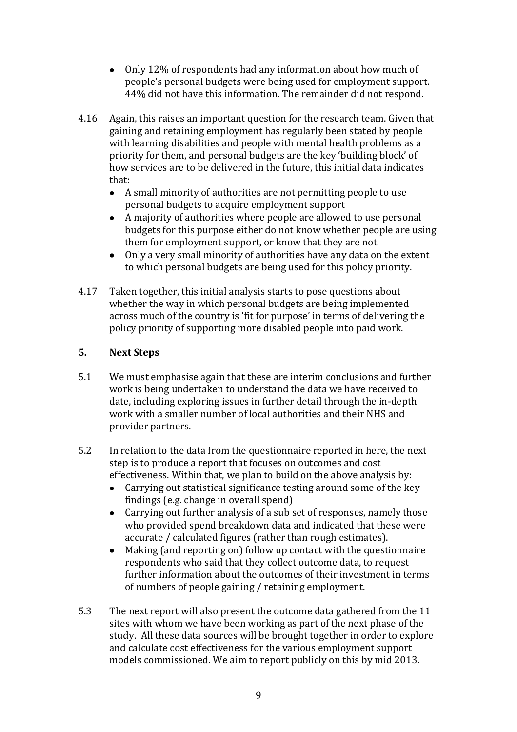- Only 12% of respondents had any information about how much of people's personal budgets were being used for employment support. 44% did not have this information. The remainder did not respond.

4.16 Again, this raises an important question for the research team. Given that gaining and retaining employment has regularly been stated by people with learning disabilities and people with mental health problems as a priority for them, and personal budgets are the key 'building block' of how services are to be delivered in the future, this initial data indicates that:

- A small minority of authorities are not permitting people to use personal budgets to acquire employment support
- A majority of authorities where people are allowed to use personal budgets for this purpose either do not know whether people are using them for employment support, or know that they are not
- Only a very small minority of authorities have any data on the extent to which personal budgets are being used for this policy priority.

4.17 Taken together, this initial analysis starts to pose questions about whether the way in which personal budgets are being implemented across much of the country is 'fit for purpose' in terms of delivering the policy priority of supporting more disabled people into paid work.

## 5. Next Steps

5.1 We must emphasise again that these are interim conclusions and further work is being undertaken to understand the data we have received to date, including exploring issues in further detail through the in-depth work with a smaller number of local authorities and their NHS and provider partners.

5.2 In relation to the data from the questionnaire reported in here, the next step is to produce a report that focuses on outcomes and cost effectiveness. Within that, we plan to build on the above analysis by:

- Carrying out statistical significance testing around some of the key findings (e.g. change in overall spend)
- Carrying out further analysis of a sub set of responses, namely those who provided spend breakdown data and indicated that these were accurate / calculated figures (rather than rough estimates).
- Making (and reporting on) follow up contact with the questionnaire respondents who said that they collect outcome data, to request further information about the outcomes of their investment in terms of numbers of people gaining / retaining employment.

5.3 The next report will also present the outcome data gathered from the 11 sites with whom we have been working as part of the next phase of the study. All these data sources will be brought together in order to explore and calculate cost effectiveness for the various employment support models commissioned. We aim to report publicly on this by mid 2013.